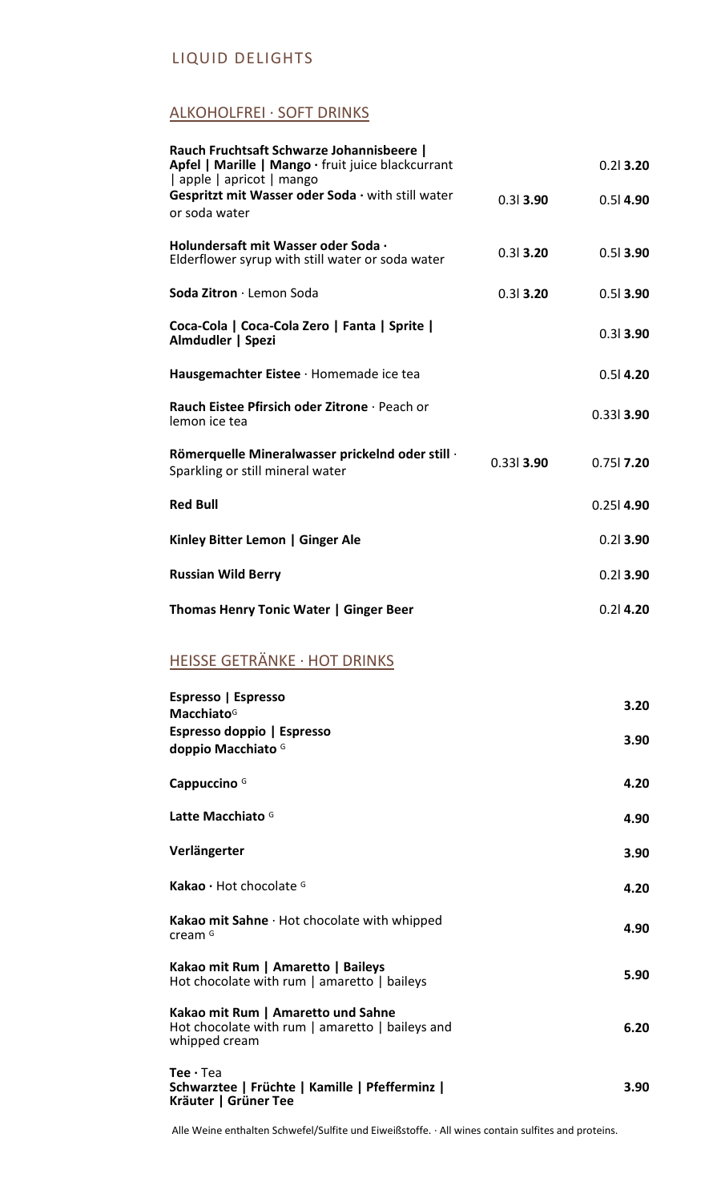# LIQUID DELIGHTS

## ALKOHOLFREI · SOFT DRINKS

| | | |
|---|---|---|
| **Rauch Fruchtsaft Schwarze Johannisbeere \| Apfel \| Marille \| Mango ·** fruit juice blackcurrant \| apple \| apricot \| mango | | 0.2l **3.20** |
| **Gespritzt mit Wasser oder Soda ·** with still water or soda water | 0.3l **3.90** | 0.5l **4.90** |
| **Holundersaft mit Wasser oder Soda ·** Elderflower syrup with still water or soda water | 0.3l **3.20** | 0.5l **3.90** |
| **Soda Zitron** · Lemon Soda | 0.3l **3.20** | 0.5l **3.90** |
| **Coca-Cola \| Coca-Cola Zero \| Fanta \| Sprite \| Almdudler \| Spezi** | | 0.3l **3.90** |
| **Hausgemachter Eistee** · Homemade ice tea | | 0.5l **4.20** |
| **Rauch Eistee Pfirsich oder Zitrone** · Peach or lemon ice tea | | 0.33l **3.90** |
| **Römerquelle Mineralwasser prickelnd oder still** · Sparkling or still mineral water | 0.33l **3.90** | 0.75l **7.20** |
| **Red Bull** | | 0.25l **4.90** |
| **Kinley Bitter Lemon \| Ginger Ale** | | 0.2l **3.90** |
| **Russian Wild Berry** | | 0.2l **3.90** |
| **Thomas Henry Tonic Water \| Ginger Beer** | | 0.2l **4.20** |

## HEISSE GETRÄNKE · HOT DRINKS

| | |
|---|---|
| **Espresso \| Espresso Macchiato** G | **3.20** |
| **Espresso doppio \| Espresso doppio Macchiato** G | **3.90** |
| **Cappuccino** G | **4.20** |
| **Latte Macchiato** G | **4.90** |
| **Verlängerter** | **3.90** |
| **Kakao ·** Hot chocolate G | **4.20** |
| **Kakao mit Sahne** · Hot chocolate with whipped cream G | **4.90** |
| **Kakao mit Rum \| Amaretto \| Baileys** Hot chocolate with rum \| amaretto \| baileys | **5.90** |
| **Kakao mit Rum \| Amaretto und Sahne** Hot chocolate with rum \| amaretto \| baileys and whipped cream | **6.20** |
| **Tee ·** Tea **Schwarztee \| Früchte \| Kamille \| Pfefferminz \| Kräuter \| Grüner Tee** | **3.90** |

Alle Weine enthalten Schwefel/Sulfite und Eiweißstoffe. · All wines contain sulfites and proteins.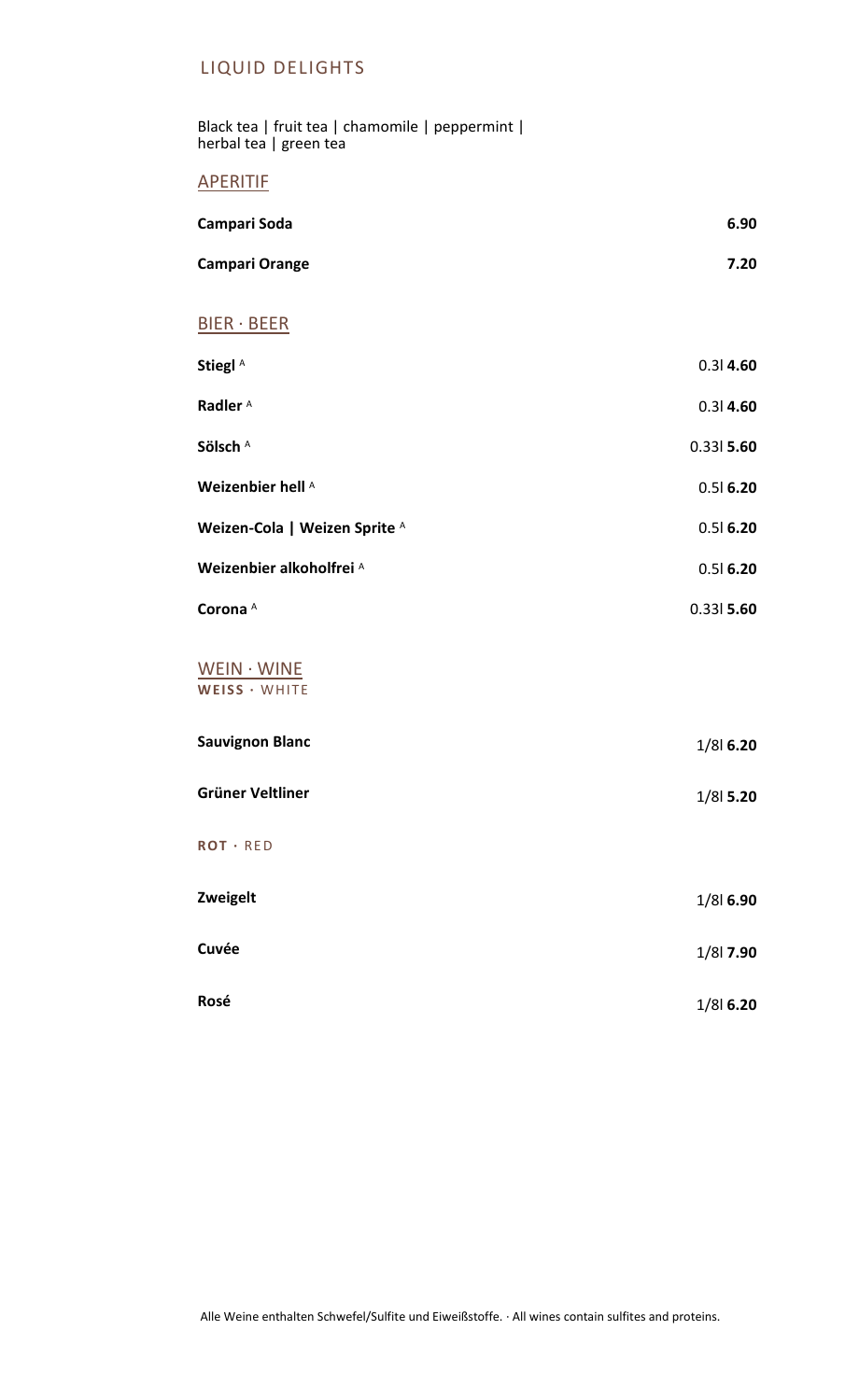# LIQUID DELIGHTS

Black tea | fruit tea | chamomile | peppermint | herbal tea | green tea

## APERITIF

| | |
|---|---|
| **Campari Soda** | **6.90** |
| **Campari Orange** | **7.20** |

## BIER · BEER

| | |
|---|---|
| **Stiegl** [A] | 0.3l **4.60** |
| **Radler** [A] | 0.3l **4.60** |
| **Sölsch** [A] | 0.33l **5.60** |
| **Weizenbier hell** [A] | 0.5l **6.20** |
| **Weizen-Cola \| Weizen Sprite** [A] | 0.5l **6.20** |
| **Weizenbier alkoholfrei** [A] | 0.5l **6.20** |
| **Corona** [A] | 0.33l **5.60** |

## WEIN · WINE

### WEISS · WHITE

| | |
|---|---|
| **Sauvignon Blanc** | 1/8l **6.20** |
| **Grüner Veltliner** | 1/8l **5.20** |

### ROT · RED

| | |
|---|---|
| **Zweigelt** | 1/8l **6.90** |
| **Cuvée** | 1/8l **7.90** |
| **Rosé** | 1/8l **6.20** |

Alle Weine enthalten Schwefel/Sulfite und Eiweißstoffe. · All wines contain sulfites and proteins.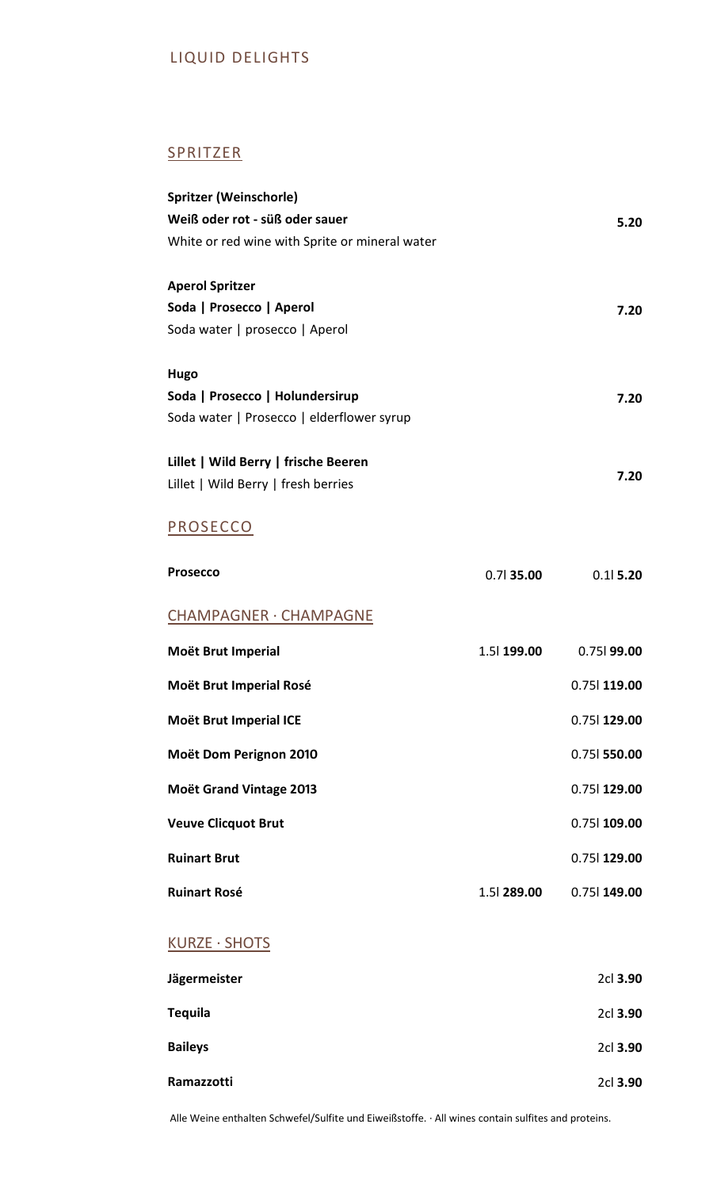# LIQUID DELIGHTS

## SPRITZER

**Spritzer (Weinschorle)**
**Weiß oder rot - süß oder sauer** — **5.20**
White or red wine with Sprite or mineral water

**Aperol Spritzer**
**Soda | Prosecco | Aperol** — **7.20**
Soda water | prosecco | Aperol

**Hugo**
**Soda | Prosecco | Holundersirup** — **7.20**
Soda water | Prosecco | elderflower syrup

**Lillet | Wild Berry | frische Beeren** — **7.20**
Lillet | Wild Berry | fresh berries

## PROSECCO

| | | |
|---|---|---|
| **Prosecco** | 0.7l **35.00** | 0.1l **5.20** |

## CHAMPAGNER · CHAMPAGNE

| | | |
|---|---|---|
| **Moët Brut Imperial** | 1.5l **199.00** | 0.75l **99.00** |
| **Moët Brut Imperial Rosé** | | 0.75l **119.00** |
| **Moët Brut Imperial ICE** | | 0.75l **129.00** |
| **Moët Dom Perignon 2010** | | 0.75l **550.00** |
| **Moët Grand Vintage 2013** | | 0.75l **129.00** |
| **Veuve Clicquot Brut** | | 0.75l **109.00** |
| **Ruinart Brut** | | 0.75l **129.00** |
| **Ruinart Rosé** | 1.5l **289.00** | 0.75l **149.00** |

## KURZE · SHOTS

| | |
|---|---|
| **Jägermeister** | 2cl **3.90** |
| **Tequila** | 2cl **3.90** |
| **Baileys** | 2cl **3.90** |
| **Ramazzotti** | 2cl **3.90** |

Alle Weine enthalten Schwefel/Sulfite und Eiweißstoffe. · All wines contain sulfites and proteins.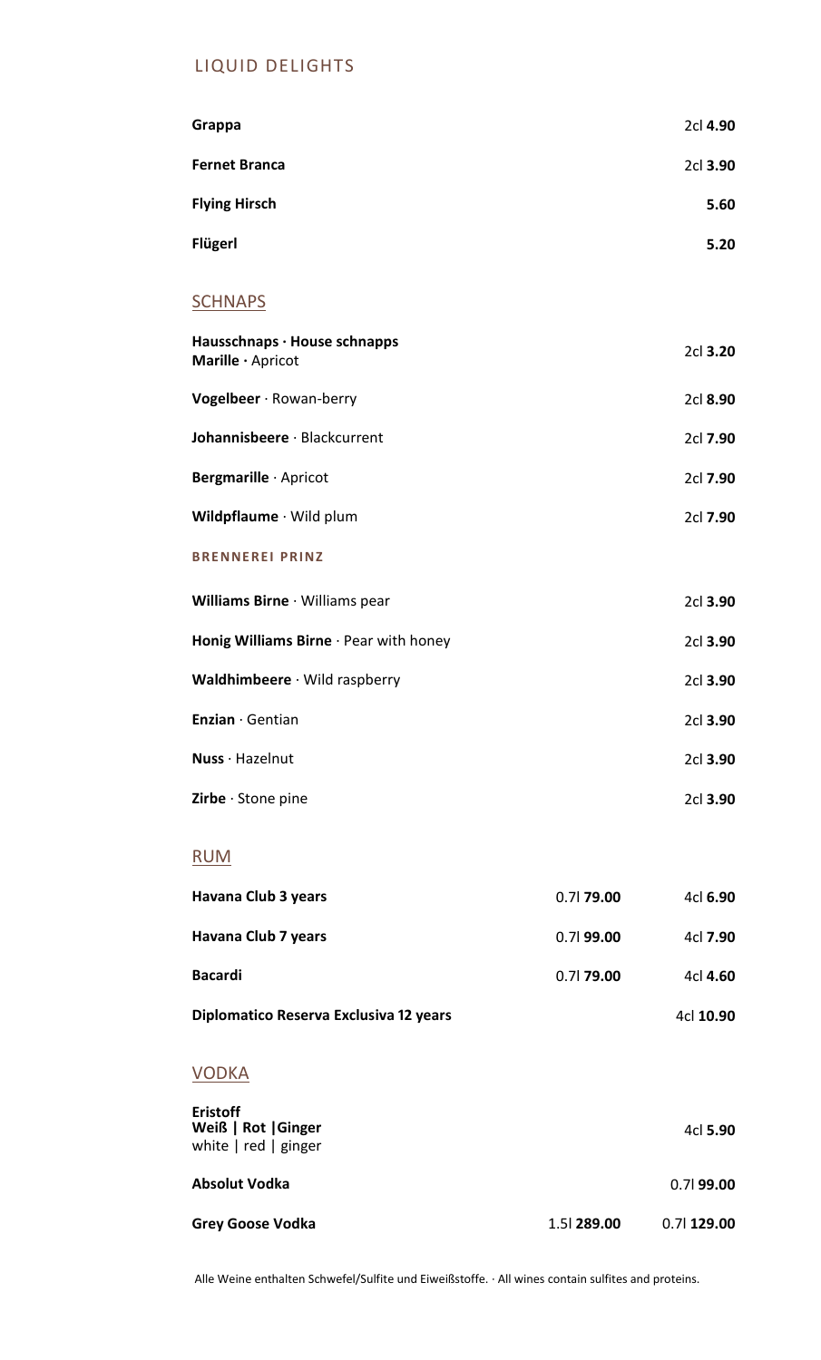## LIQUID DELIGHTS

| | | |
|---|---|---|
| **Grappa** | | 2cl **4.90** |
| **Fernet Branca** | | 2cl **3.90** |
| **Flying Hirsch** | | **5.60** |
| **Flügerl** | | **5.20** |

## SCHNAPS

| | | |
|---|---|---|
| **Hausschnaps · House schnapps**<br>**Marille ·** Apricot | | 2cl **3.20** |
| **Vogelbeer** · Rowan-berry | | 2cl **8.90** |
| **Johannisbeere** · Blackcurrent | | 2cl **7.90** |
| **Bergmarille** · Apricot | | 2cl **7.90** |
| **Wildpflaume** · Wild plum | | 2cl **7.90** |

### BRENNEREI PRINZ

| | | |
|---|---|---|
| **Williams Birne** · Williams pear | | 2cl **3.90** |
| **Honig Williams Birne** · Pear with honey | | 2cl **3.90** |
| **Waldhimbeere** · Wild raspberry | | 2cl **3.90** |
| **Enzian** · Gentian | | 2cl **3.90** |
| **Nuss** · Hazelnut | | 2cl **3.90** |
| **Zirbe** · Stone pine | | 2cl **3.90** |

## RUM

| | | |
|---|---|---|
| **Havana Club 3 years** | 0.7l **79.00** | 4cl **6.90** |
| **Havana Club 7 years** | 0.7l **99.00** | 4cl **7.90** |
| **Bacardi** | 0.7l **79.00** | 4cl **4.60** |
| **Diplomatico Reserva Exclusiva 12 years** | | 4cl **10.90** |

## VODKA

| | | |
|---|---|---|
| **Eristoff**<br>**Weiß \| Rot \|Ginger**<br>white \| red \| ginger | | 4cl **5.90** |
| **Absolut Vodka** | | 0.7l **99.00** |
| **Grey Goose Vodka** | 1.5l **289.00** | 0.7l **129.00** |

Alle Weine enthalten Schwefel/Sulfite und Eiweißstoffe. · All wines contain sulfites and proteins.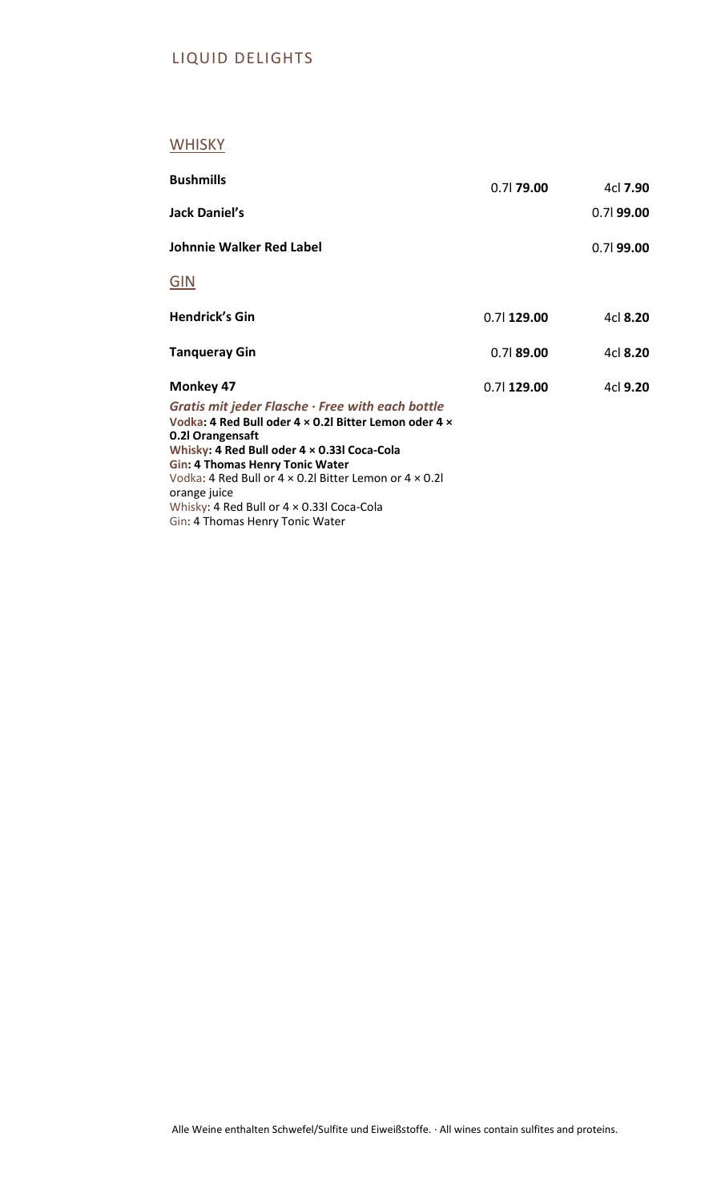## LIQUID DELIGHTS

### WHISKY

| | | |
|---|---|---|
| **Bushmills** | 0.7l **79.00** | 4cl **7.90** |
| **Jack Daniel's** | | 0.7l **99.00** |
| **Johnnie Walker Red Label** | | 0.7l **99.00** |

### GIN

| | | |
|---|---|---|
| **Hendrick's Gin** | 0.7l **129.00** | 4cl **8.20** |
| **Tanqueray Gin** | 0.7l **89.00** | 4cl **8.20** |
| **Monkey 47** | 0.7l **129.00** | 4cl **9.20** |

***Gratis mit jeder Flasche · Free with each bottle***

**Vodka: 4 Red Bull oder 4 × 0.2l Bitter Lemon oder 4 × 0.2l Orangensaft**
**Whisky: 4 Red Bull oder 4 × 0.33l Coca-Cola**
**Gin: 4 Thomas Henry Tonic Water**

Vodka: 4 Red Bull or 4 × 0.2l Bitter Lemon or 4 × 0.2l orange juice
Whisky: 4 Red Bull or 4 × 0.33l Coca-Cola
Gin: 4 Thomas Henry Tonic Water

Alle Weine enthalten Schwefel/Sulfite und Eiweißstoffe. · All wines contain sulfites and proteins.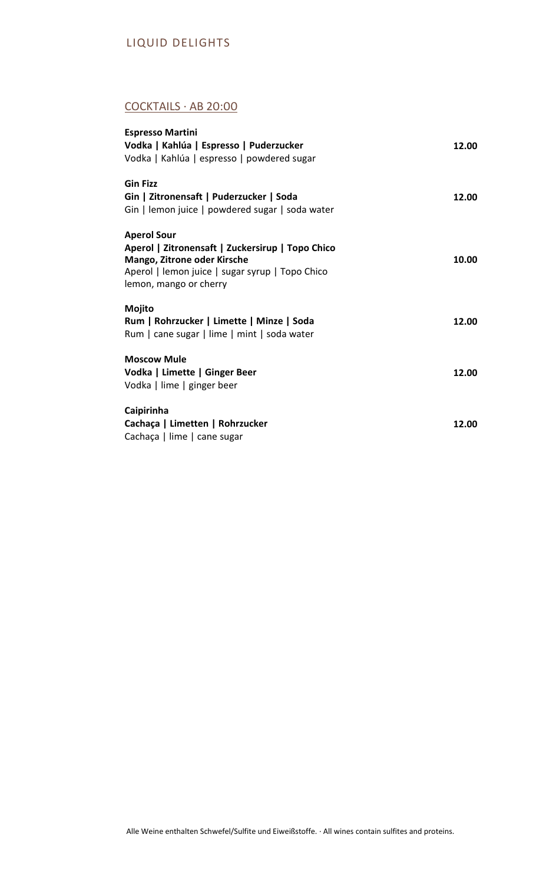## LIQUID DELIGHTS

### COCKTAILS · AB 20:00

**Espresso Martini**
**Vodka | Kahlúa | Espresso | Puderzucker** **12.00**
Vodka | Kahlúa | espresso | powdered sugar

**Gin Fizz**
**Gin | Zitronensaft | Puderzucker | Soda** **12.00**
Gin | lemon juice | powdered sugar | soda water

**Aperol Sour**
**Aperol | Zitronensaft | Zuckersirup | Topo Chico**
**Mango, Zitrone oder Kirsche** **10.00**
Aperol | lemon juice | sugar syrup | Topo Chico
lemon, mango or cherry

**Mojito**
**Rum | Rohrzucker | Limette | Minze | Soda** **12.00**
Rum | cane sugar | lime | mint | soda water

**Moscow Mule**
**Vodka | Limette | Ginger Beer** **12.00**
Vodka | lime | ginger beer

**Caipirinha**
**Cachaça | Limetten | Rohrzucker** **12.00**
Cachaça | lime | cane sugar

Alle Weine enthalten Schwefel/Sulfite und Eiweißstoffe. · All wines contain sulfites and proteins.